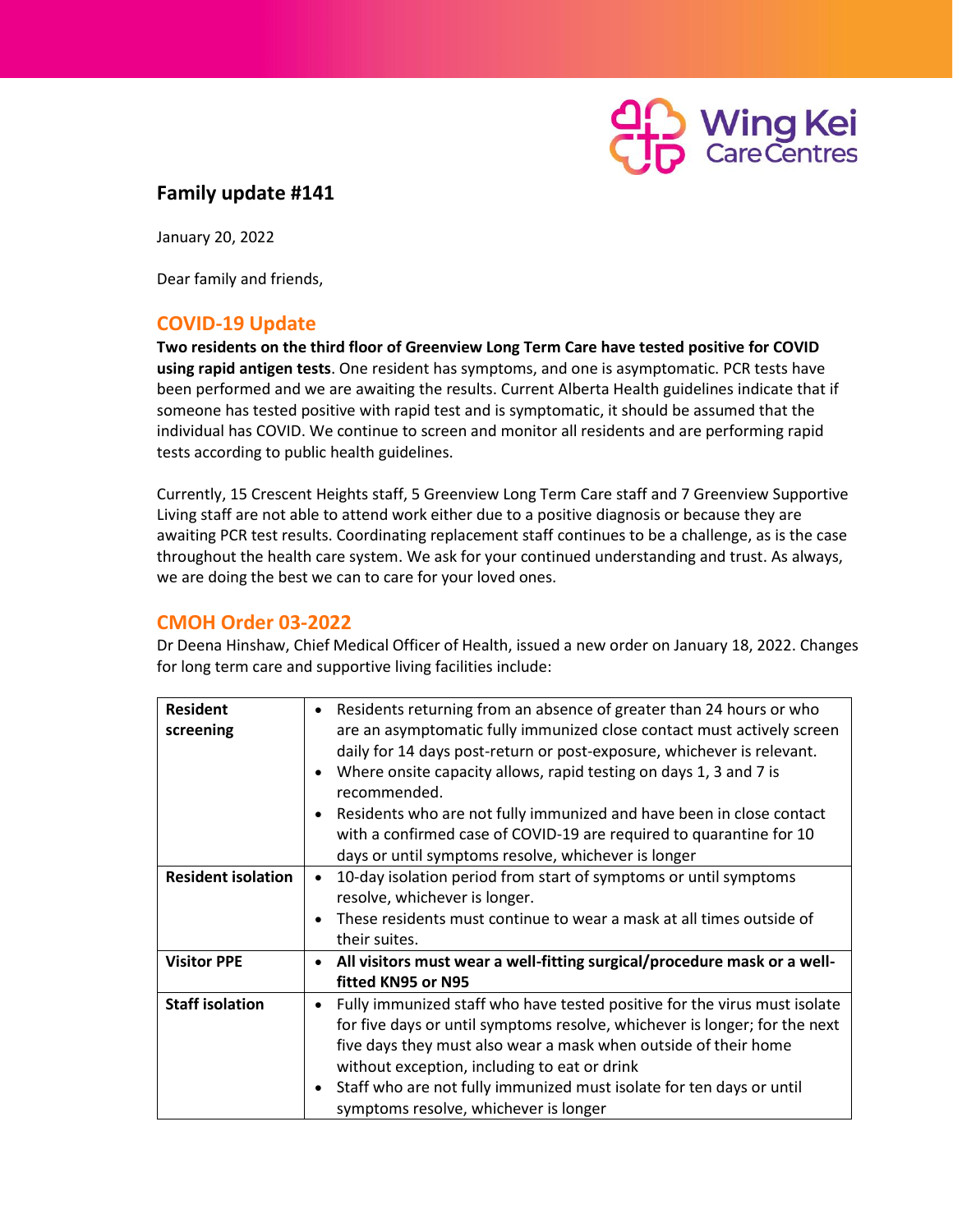Wing Kei Care Centres

# Family update #141

January 20, 2022

Dear family and friends,

## COVID-19 Update

**Two residents on the third floor of Greenview Long Term Care have tested positive for COVID using rapid antigen tests**. One resident has symptoms, and one is asymptomatic. PCR tests have been performed and we are awaiting the results. Current Alberta Health guidelines indicate that if someone has tested positive with rapid test and is symptomatic, it should be assumed that the individual has COVID. We continue to screen and monitor all residents and are performing rapid tests according to public health guidelines.

Currently, 15 Crescent Heights staff, 5 Greenview Long Term Care staff and 7 Greenview Supportive Living staff are not able to attend work either due to a positive diagnosis or because they are awaiting PCR test results. Coordinating replacement staff continues to be a challenge, as is the case throughout the health care system. We ask for your continued understanding and trust. As always, we are doing the best we can to care for your loved ones.

## CMOH Order 03-2022

Dr Deena Hinshaw, Chief Medical Officer of Health, issued a new order on January 18, 2022. Changes for long term care and supportive living facilities include:

| | |
|---|---|
| **Resident screening** | • Residents returning from an absence of greater than 24 hours or who are an asymptomatic fully immunized close contact must actively screen daily for 14 days post-return or post-exposure, whichever is relevant.<br>• Where onsite capacity allows, rapid testing on days 1, 3 and 7 is recommended.<br>• Residents who are not fully immunized and have been in close contact with a confirmed case of COVID-19 are required to quarantine for 10 days or until symptoms resolve, whichever is longer |
| **Resident isolation** | • 10-day isolation period from start of symptoms or until symptoms resolve, whichever is longer.<br>• These residents must continue to wear a mask at all times outside of their suites. |
| **Visitor PPE** | • **All visitors must wear a well-fitting surgical/procedure mask or a well-fitted KN95 or N95** |
| **Staff isolation** | • Fully immunized staff who have tested positive for the virus must isolate for five days or until symptoms resolve, whichever is longer; for the next five days they must also wear a mask when outside of their home without exception, including to eat or drink<br>• Staff who are not fully immunized must isolate for ten days or until symptoms resolve, whichever is longer |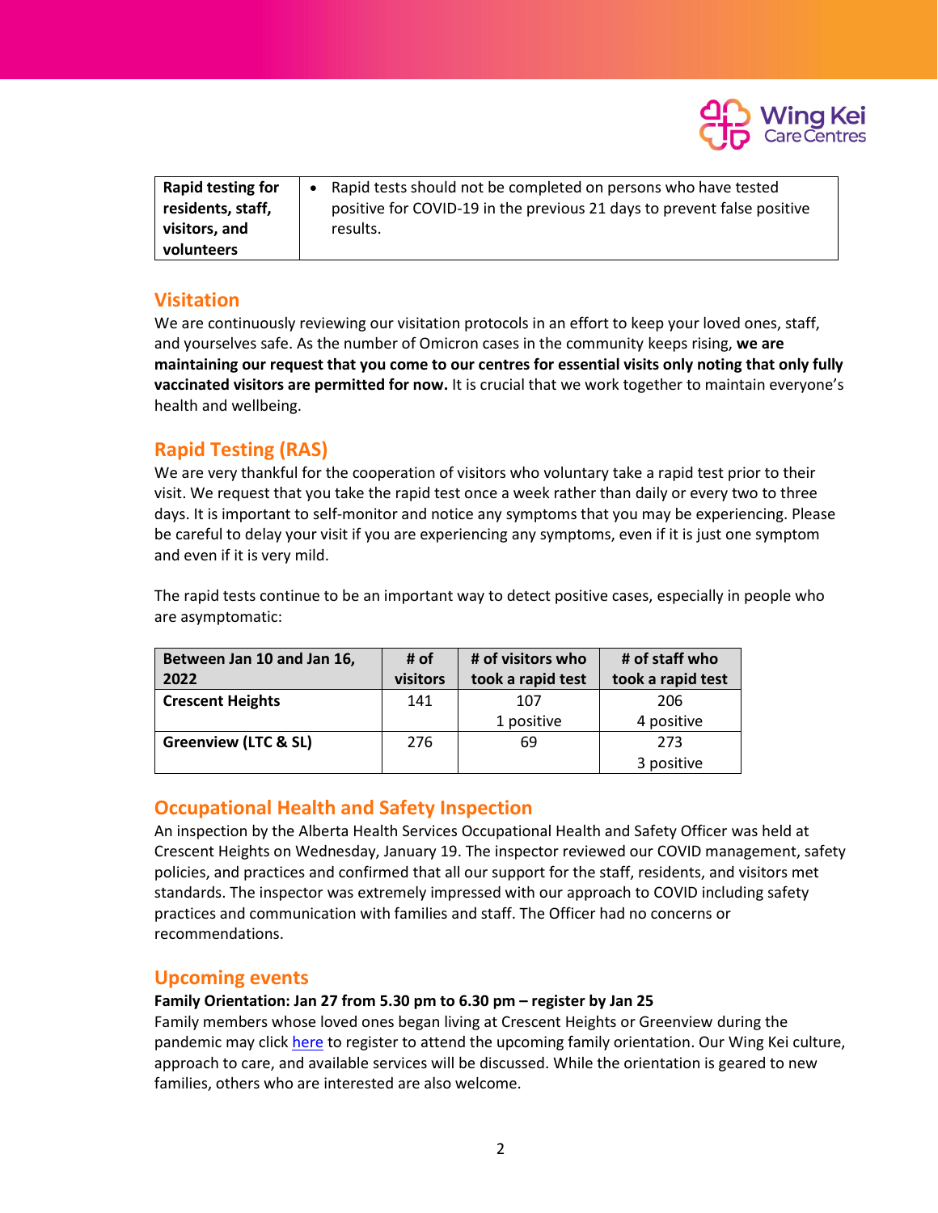| Rapid testing for residents, staff, visitors, and volunteers | • Rapid tests should not be completed on persons who have tested positive for COVID-19 in the previous 21 days to prevent false positive results. |
|---|---|

## Visitation

We are continuously reviewing our visitation protocols in an effort to keep your loved ones, staff, and yourselves safe. As the number of Omicron cases in the community keeps rising, **we are maintaining our request that you come to our centres for essential visits only noting that only fully vaccinated visitors are permitted for now.** It is crucial that we work together to maintain everyone's health and wellbeing.

## Rapid Testing (RAS)

We are very thankful for the cooperation of visitors who voluntary take a rapid test prior to their visit. We request that you take the rapid test once a week rather than daily or every two to three days. It is important to self-monitor and notice any symptoms that you may be experiencing. Please be careful to delay your visit if you are experiencing any symptoms, even if it is just one symptom and even if it is very mild.

The rapid tests continue to be an important way to detect positive cases, especially in people who are asymptomatic:

| Between Jan 10 and Jan 16, 2022 | # of visitors | # of visitors who took a rapid test | # of staff who took a rapid test |
|---|---|---|---|
| **Crescent Heights** | 141 | 107<br>1 positive | 206<br>4 positive |
| **Greenview (LTC & SL)** | 276 | 69 | 273<br>3 positive |

## Occupational Health and Safety Inspection

An inspection by the Alberta Health Services Occupational Health and Safety Officer was held at Crescent Heights on Wednesday, January 19. The inspector reviewed our COVID management, safety policies, and practices and confirmed that all our support for the staff, residents, and visitors met standards. The inspector was extremely impressed with our approach to COVID including safety practices and communication with families and staff. The Officer had no concerns or recommendations.

## Upcoming events

**Family Orientation: Jan 27 from 5.30 pm to 6.30 pm – register by Jan 25**

Family members whose loved ones began living at Crescent Heights or Greenview during the pandemic may click here to register to attend the upcoming family orientation. Our Wing Kei culture, approach to care, and available services will be discussed. While the orientation is geared to new families, others who are interested are also welcome.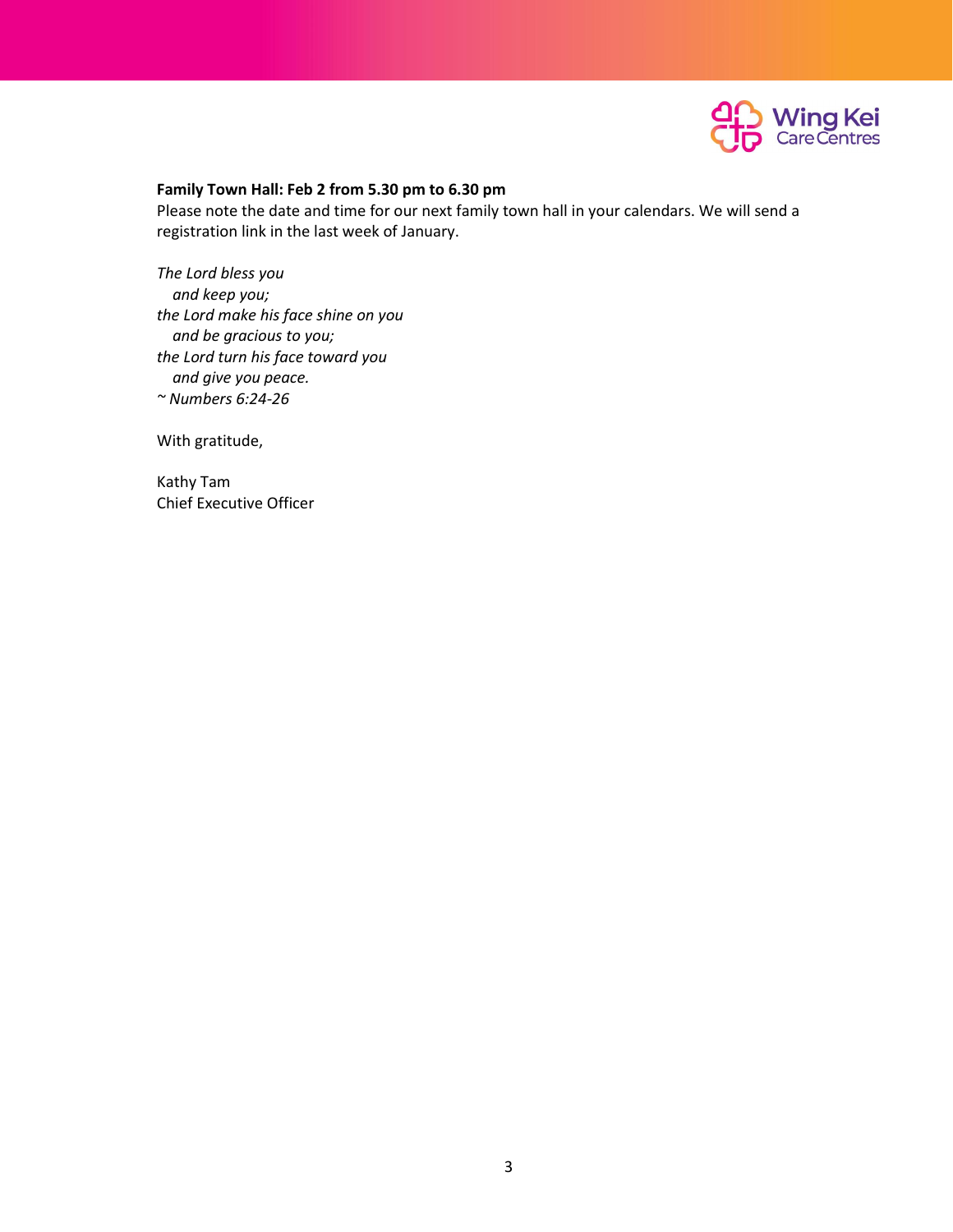**Family Town Hall: Feb 2 from 5.30 pm to 6.30 pm**
Please note the date and time for our next family town hall in your calendars. We will send a registration link in the last week of January.

*The Lord bless you*
*and keep you;*
*the Lord make his face shine on you*
*and be gracious to you;*
*the Lord turn his face toward you*
*and give you peace.*
*~ Numbers 6:24-26*

With gratitude,

Kathy Tam
Chief Executive Officer